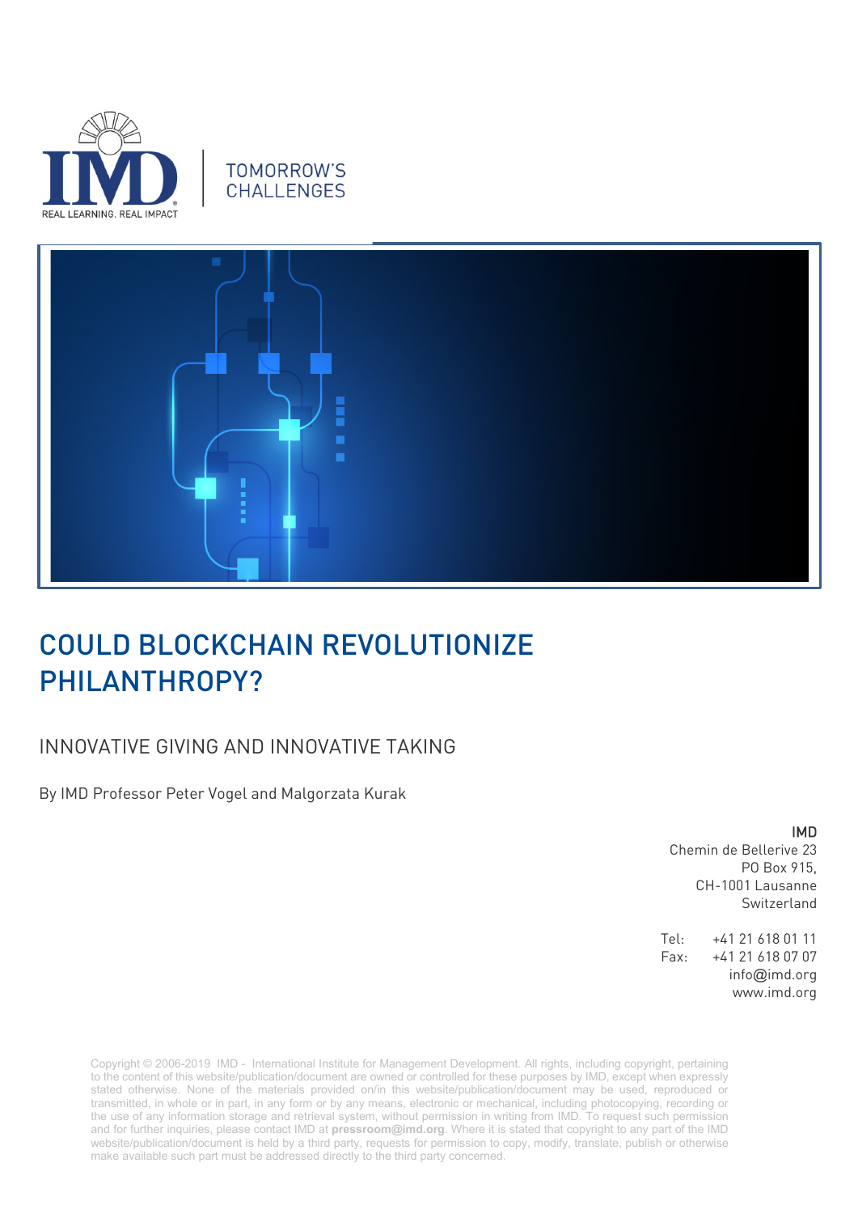IMD REAL LEARNING. REAL IMPACT

TOMORROW'S CHALLENGES

# COULD BLOCKCHAIN REVOLUTIONIZE PHILANTHROPY?

## INNOVATIVE GIVING AND INNOVATIVE TAKING

By IMD Professor Peter Vogel and Malgorzata Kurak

IMD
Chemin de Bellerive 23
PO Box 915,
CH-1001 Lausanne
Switzerland

Tel: +41 21 618 01 11
Fax: +41 21 618 07 07
info@imd.org
www.imd.org

Copyright © 2006-2019 IMD - International Institute for Management Development. All rights, including copyright, pertaining to the content of this website/publication/document are owned or controlled for these purposes by IMD, except when expressly stated otherwise. None of the materials provided on/in this website/publication/document may be used, reproduced or transmitted, in whole or in part, in any form or by any means, electronic or mechanical, including photocopying, recording or the use of any information storage and retrieval system, without permission in writing from IMD. To request such permission and for further inquiries, please contact IMD at **pressroom@imd.org**. Where it is stated that copyright to any part of the IMD website/publication/document is held by a third party, requests for permission to copy, modify, translate, publish or otherwise make available such part must be addressed directly to the third party concerned.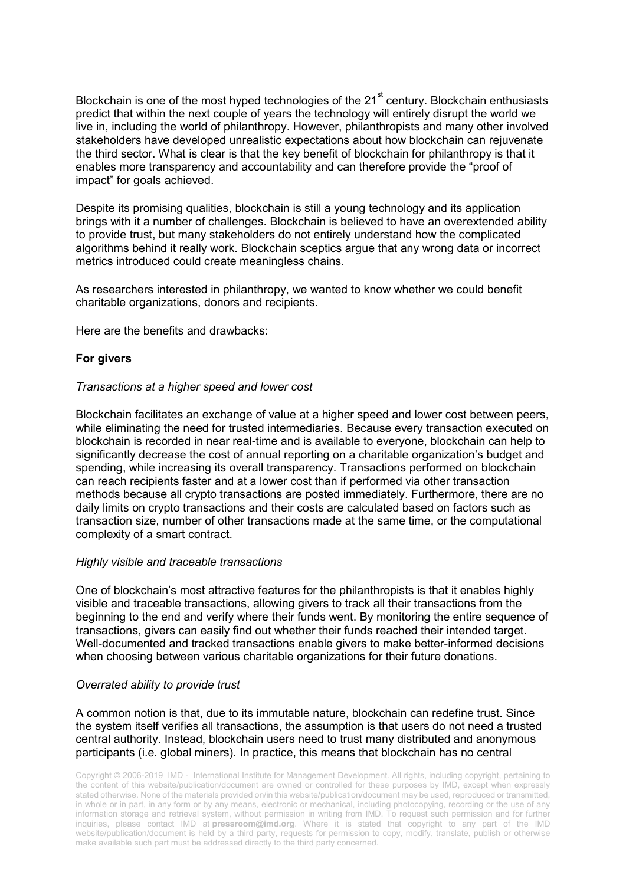Blockchain is one of the most hyped technologies of the 21st century. Blockchain enthusiasts predict that within the next couple of years the technology will entirely disrupt the world we live in, including the world of philanthropy. However, philanthropists and many other involved stakeholders have developed unrealistic expectations about how blockchain can rejuvenate the third sector. What is clear is that the key benefit of blockchain for philanthropy is that it enables more transparency and accountability and can therefore provide the "proof of impact" for goals achieved.

Despite its promising qualities, blockchain is still a young technology and its application brings with it a number of challenges. Blockchain is believed to have an overextended ability to provide trust, but many stakeholders do not entirely understand how the complicated algorithms behind it really work. Blockchain sceptics argue that any wrong data or incorrect metrics introduced could create meaningless chains.

As researchers interested in philanthropy, we wanted to know whether we could benefit charitable organizations, donors and recipients.

Here are the benefits and drawbacks:

**For givers**

*Transactions at a higher speed and lower cost*

Blockchain facilitates an exchange of value at a higher speed and lower cost between peers, while eliminating the need for trusted intermediaries. Because every transaction executed on blockchain is recorded in near real-time and is available to everyone, blockchain can help to significantly decrease the cost of annual reporting on a charitable organization's budget and spending, while increasing its overall transparency. Transactions performed on blockchain can reach recipients faster and at a lower cost than if performed via other transaction methods because all crypto transactions are posted immediately. Furthermore, there are no daily limits on crypto transactions and their costs are calculated based on factors such as transaction size, number of other transactions made at the same time, or the computational complexity of a smart contract.

*Highly visible and traceable transactions*

One of blockchain's most attractive features for the philanthropists is that it enables highly visible and traceable transactions, allowing givers to track all their transactions from the beginning to the end and verify where their funds went. By monitoring the entire sequence of transactions, givers can easily find out whether their funds reached their intended target. Well-documented and tracked transactions enable givers to make better-informed decisions when choosing between various charitable organizations for their future donations.

*Overrated ability to provide trust*

A common notion is that, due to its immutable nature, blockchain can redefine trust. Since the system itself verifies all transactions, the assumption is that users do not need a trusted central authority. Instead, blockchain users need to trust many distributed and anonymous participants (i.e. global miners). In practice, this means that blockchain has no central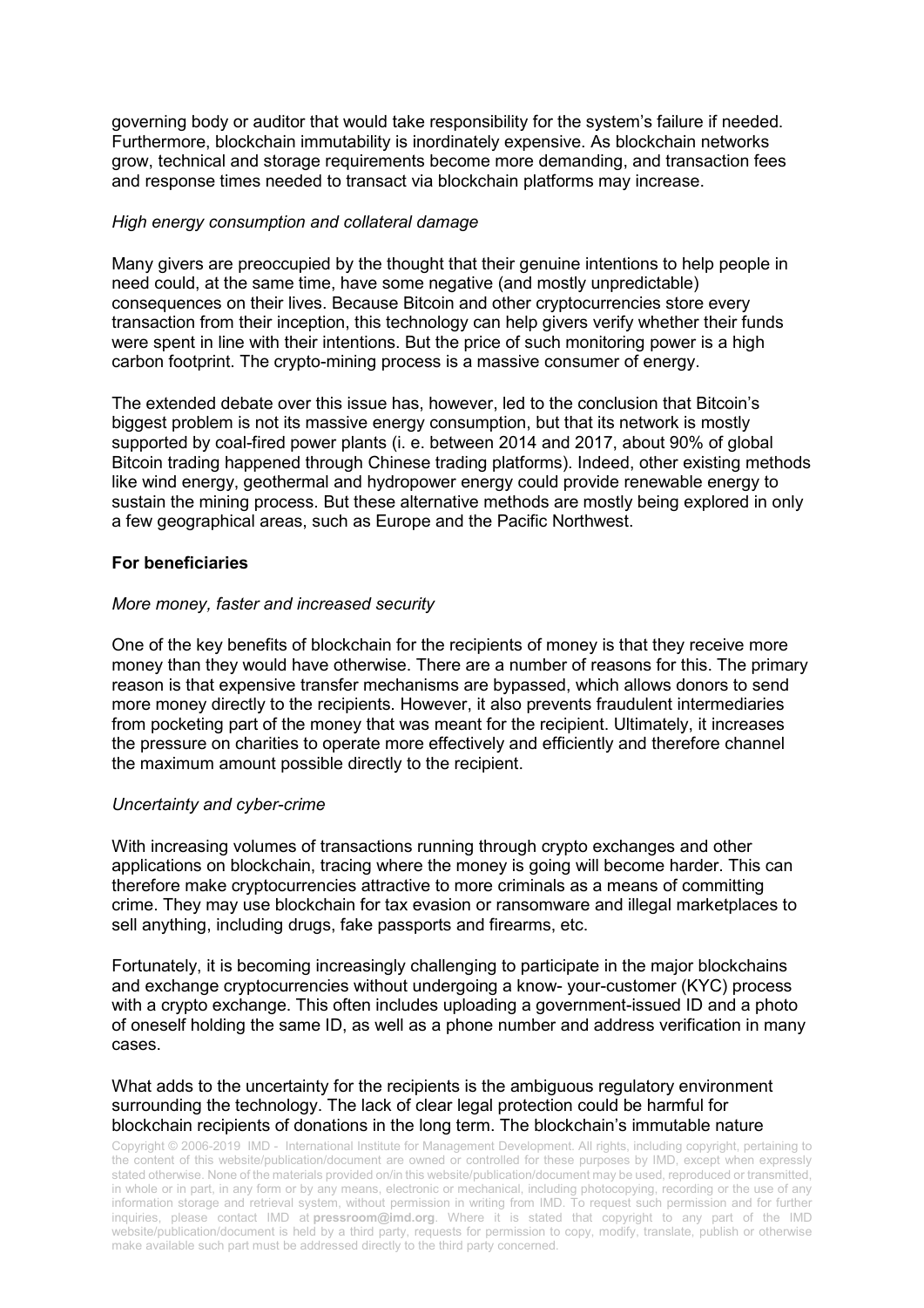governing body or auditor that would take responsibility for the system's failure if needed. Furthermore, blockchain immutability is inordinately expensive. As blockchain networks grow, technical and storage requirements become more demanding, and transaction fees and response times needed to transact via blockchain platforms may increase.

*High energy consumption and collateral damage*

Many givers are preoccupied by the thought that their genuine intentions to help people in need could, at the same time, have some negative (and mostly unpredictable) consequences on their lives. Because Bitcoin and other cryptocurrencies store every transaction from their inception, this technology can help givers verify whether their funds were spent in line with their intentions. But the price of such monitoring power is a high carbon footprint. The crypto-mining process is a massive consumer of energy.

The extended debate over this issue has, however, led to the conclusion that Bitcoin's biggest problem is not its massive energy consumption, but that its network is mostly supported by coal-fired power plants (i. e. between 2014 and 2017, about 90% of global Bitcoin trading happened through Chinese trading platforms). Indeed, other existing methods like wind energy, geothermal and hydropower energy could provide renewable energy to sustain the mining process. But these alternative methods are mostly being explored in only a few geographical areas, such as Europe and the Pacific Northwest.

**For beneficiaries**

*More money, faster and increased security*

One of the key benefits of blockchain for the recipients of money is that they receive more money than they would have otherwise. There are a number of reasons for this. The primary reason is that expensive transfer mechanisms are bypassed, which allows donors to send more money directly to the recipients. However, it also prevents fraudulent intermediaries from pocketing part of the money that was meant for the recipient. Ultimately, it increases the pressure on charities to operate more effectively and efficiently and therefore channel the maximum amount possible directly to the recipient.

*Uncertainty and cyber-crime*

With increasing volumes of transactions running through crypto exchanges and other applications on blockchain, tracing where the money is going will become harder. This can therefore make cryptocurrencies attractive to more criminals as a means of committing crime. They may use blockchain for tax evasion or ransomware and illegal marketplaces to sell anything, including drugs, fake passports and firearms, etc.

Fortunately, it is becoming increasingly challenging to participate in the major blockchains and exchange cryptocurrencies without undergoing a know- your-customer (KYC) process with a crypto exchange. This often includes uploading a government-issued ID and a photo of oneself holding the same ID, as well as a phone number and address verification in many cases.

What adds to the uncertainty for the recipients is the ambiguous regulatory environment surrounding the technology. The lack of clear legal protection could be harmful for blockchain recipients of donations in the long term. The blockchain's immutable nature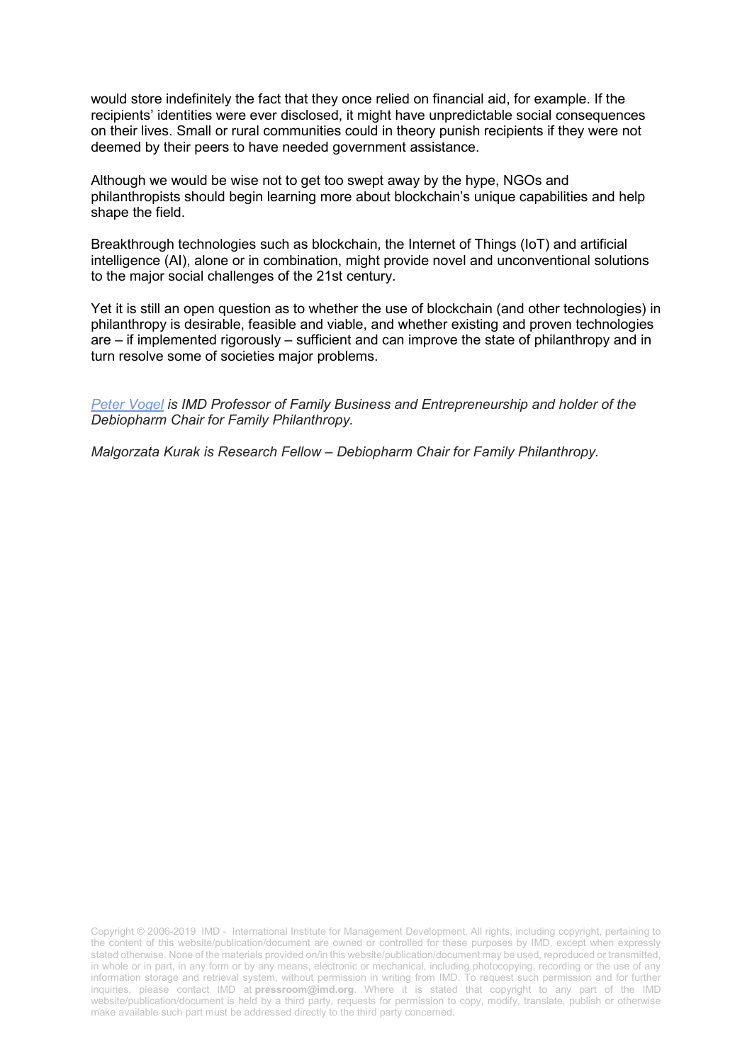would store indefinitely the fact that they once relied on financial aid, for example. If the recipients' identities were ever disclosed, it might have unpredictable social consequences on their lives. Small or rural communities could in theory punish recipients if they were not deemed by their peers to have needed government assistance.

Although we would be wise not to get too swept away by the hype, NGOs and philanthropists should begin learning more about blockchain's unique capabilities and help shape the field.

Breakthrough technologies such as blockchain, the Internet of Things (IoT) and artificial intelligence (AI), alone or in combination, might provide novel and unconventional solutions to the major social challenges of the 21st century.

Yet it is still an open question as to whether the use of blockchain (and other technologies) in philanthropy is desirable, feasible and viable, and whether existing and proven technologies are – if implemented rigorously – sufficient and can improve the state of philanthropy and in turn resolve some of societies major problems.

*Peter Vogel is IMD Professor of Family Business and Entrepreneurship and holder of the Debiopharm Chair for Family Philanthropy.*

*Malgorzata Kurak is Research Fellow – Debiopharm Chair for Family Philanthropy.*

Copyright © 2006-2019 IMD - International Institute for Management Development. All rights, including copyright, pertaining to the content of this website/publication/document are owned or controlled for these purposes by IMD, except when expressly stated otherwise. None of the materials provided on/in this website/publication/document may be used, reproduced or transmitted, in whole or in part, in any form or by any means, electronic or mechanical, including photocopying, recording or the use of any information storage and retrieval system, without permission in writing from IMD. To request such permission and for further inquiries, please contact IMD at **pressroom@imd.org**. Where it is stated that copyright to any part of the IMD website/publication/document is held by a third party, requests for permission to copy, modify, translate, publish or otherwise make available such part must be addressed directly to the third party concerned.